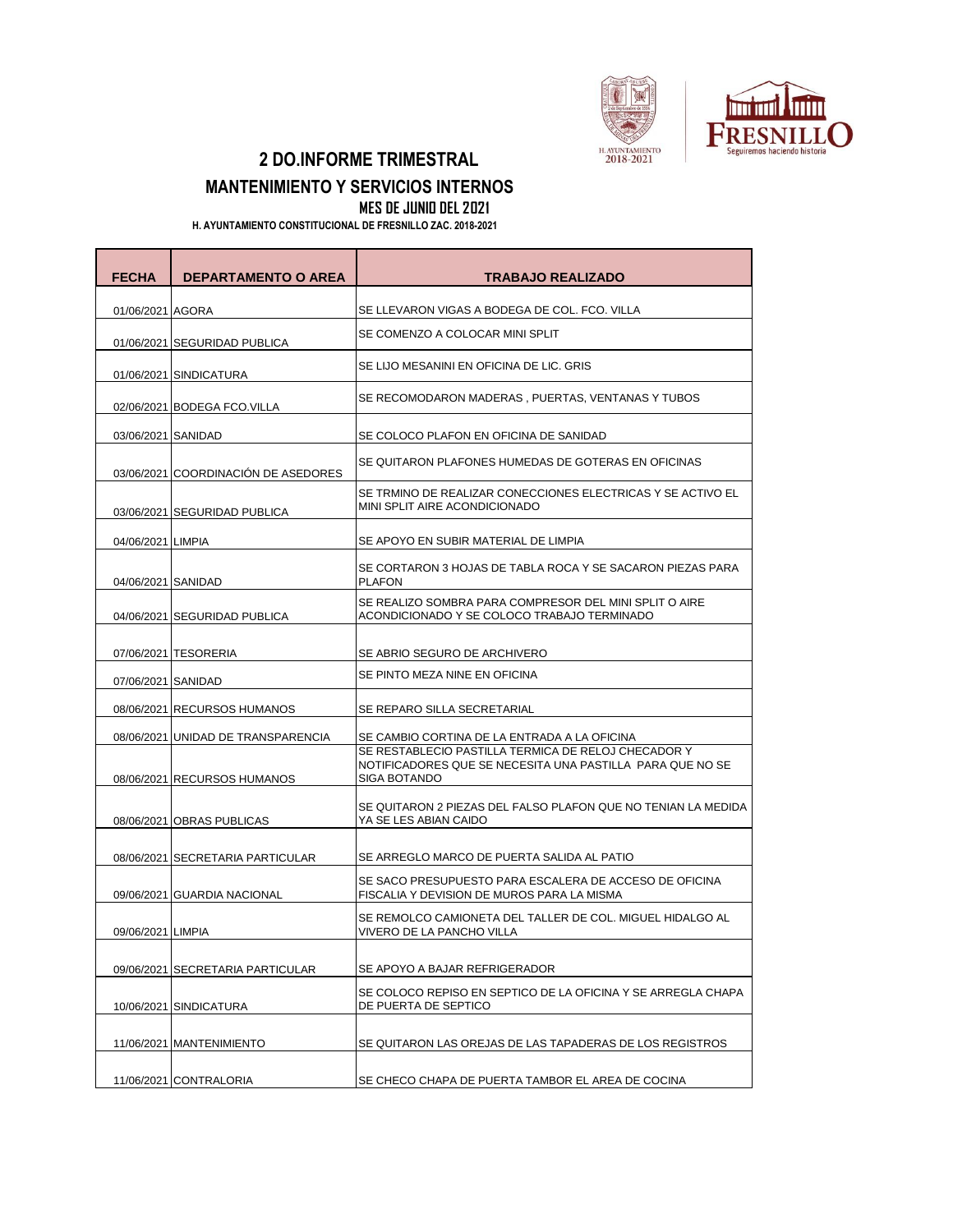## 2 DO.INFORME TRIMESTRAL

## MANTENIMIENTO Y SERVICIOS INTERNOS

### MES DE JUNIO DEL 2021

**H. AYUNTAMIENTO CONSTITUCIONAL DE FRESNILLO ZAC. 2018-2021**

| FECHA | DEPARTAMENTO O AREA | TRABAJO REALIZADO |
|---|---|---|
| 01/06/2021 | AGORA | SE LLEVARON VIGAS A BODEGA DE COL. FCO. VILLA |
| 01/06/2021 | SEGURIDAD PUBLICA | SE COMENZO A COLOCAR MINI SPLIT |
| 01/06/2021 | SINDICATURA | SE LIJO MESANINI EN OFICINA DE LIC. GRIS |
| 02/06/2021 | BODEGA FCO.VILLA | SE RECOMODARON MADERAS , PUERTAS, VENTANAS Y TUBOS |
| 03/06/2021 | SANIDAD | SE COLOCO PLAFON EN OFICINA DE SANIDAD |
| 03/06/2021 | COORDINACIÓN DE ASEDORES | SE QUITARON PLAFONES HUMEDAS DE GOTERAS EN OFICINAS |
| 03/06/2021 | SEGURIDAD PUBLICA | SE TRMINO DE REALIZAR CONECCIONES ELECTRICAS Y SE ACTIVO EL MINI SPLIT AIRE ACONDICIONADO |
| 04/06/2021 | LIMPIA | SE APOYO EN SUBIR MATERIAL DE LIMPIA |
| 04/06/2021 | SANIDAD | SE CORTARON 3 HOJAS DE TABLA ROCA Y SE SACARON PIEZAS PARA PLAFON |
| 04/06/2021 | SEGURIDAD PUBLICA | SE REALIZO SOMBRA PARA COMPRESOR DEL MINI SPLIT O AIRE ACONDICIONADO Y SE COLOCO TRABAJO TERMINADO |
| 07/06/2021 | TESORERIA | SE ABRIO SEGURO DE ARCHIVERO |
| 07/06/2021 | SANIDAD | SE PINTO MEZA NINE EN OFICINA |
| 08/06/2021 | RECURSOS HUMANOS | SE REPARO SILLA SECRETARIAL |
| 08/06/2021 | UNIDAD DE TRANSPARENCIA | SE CAMBIO CORTINA DE LA ENTRADA A LA OFICINA |
| 08/06/2021 | RECURSOS HUMANOS | SE RESTABLECIO PASTILLA TERMICA DE RELOJ CHECADOR Y NOTIFICADORES QUE SE NECESITA UNA PASTILLA PARA QUE NO SE SIGA BOTANDO |
| 08/06/2021 | OBRAS PUBLICAS | SE QUITARON 2 PIEZAS DEL FALSO PLAFON QUE NO TENIAN LA MEDIDA YA SE LES ABIAN CAIDO |
| 08/06/2021 | SECRETARIA PARTICULAR | SE ARREGLO MARCO DE PUERTA SALIDA AL PATIO |
| 09/06/2021 | GUARDIA NACIONAL | SE SACO PRESUPUESTO PARA ESCALERA DE ACCESO DE OFICINA FISCALIA Y DEVISION DE MUROS PARA LA MISMA |
| 09/06/2021 | LIMPIA | SE REMOLCO CAMIONETA DEL TALLER DE COL. MIGUEL HIDALGO AL VIVERO DE LA PANCHO VILLA |
| 09/06/2021 | SECRETARIA PARTICULAR | SE APOYO A BAJAR REFRIGERADOR |
| 10/06/2021 | SINDICATURA | SE COLOCO REPISO EN SEPTICO DE LA OFICINA Y SE ARREGLA CHAPA DE PUERTA DE SEPTICO |
| 11/06/2021 | MANTENIMIENTO | SE QUITARON LAS OREJAS DE LAS TAPADERAS DE LOS REGISTROS |
| 11/06/2021 | CONTRALORIA | SE CHECO CHAPA DE PUERTA TAMBOR EL AREA DE COCINA |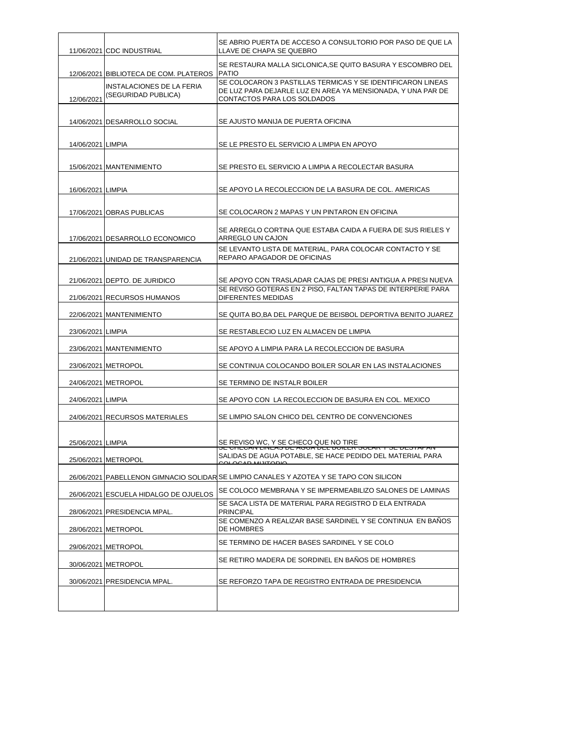| | | |
|---|---|---|
| 11/06/2021 | CDC INDUSTRIAL | SE ABRIO PUERTA DE ACCESO A CONSULTORIO POR PASO DE QUE LA LLAVE DE CHAPA SE QUEBRO |
| 12/06/2021 | BIBLIOTECA DE COM. PLATEROS | SE RESTAURA MALLA SICLONICA,SE QUITO BASURA Y ESCOMBRO DEL PATIO |
| 12/06/2021 | INSTALACIONES DE LA FERIA (SEGURIDAD PUBLICA) | SE COLOCARON 3 PASTILLAS TERMICAS Y SE IDENTIFICARON LINEAS DE LUZ PARA DEJARLE LUZ EN AREA YA MENSIONADA, Y UNA PAR DE CONTACTOS PARA LOS SOLDADOS |
| 14/06/2021 | DESARROLLO SOCIAL | SE AJUSTO MANIJA DE PUERTA OFICINA |
| 14/06/2021 | LIMPIA | SE LE PRESTO EL SERVICIO A LIMPIA EN APOYO |
| 15/06/2021 | MANTENIMIENTO | SE PRESTO EL SERVICIO A LIMPIA A RECOLECTAR BASURA |
| 16/06/2021 | LIMPIA | SE APOYO LA RECOLECCION DE LA BASURA DE COL. AMERICAS |
| 17/06/2021 | OBRAS PUBLICAS | SE COLOCARON 2 MAPAS Y UN PINTARON EN OFICINA |
| 17/06/2021 | DESARROLLO ECONOMICO | SE ARREGLO CORTINA QUE ESTABA CAIDA A FUERA DE SUS RIELES Y ARREGLO UN CAJON |
| 21/06/2021 | UNIDAD DE TRANSPARENCIA | SE LEVANTO LISTA DE MATERIAL, PARA COLOCAR CONTACTO Y SE REPARO APAGADOR DE OFICINAS |
| 21/06/2021 | DEPTO. DE JURIDICO | SE APOYO CON TRASLADAR CAJAS DE PRESI ANTIGUA A PRESI NUEVA |
| 21/06/2021 | RECURSOS HUMANOS | SE REVISO GOTERAS EN 2 PISO, FALTAN TAPAS DE INTERPERIE PARA DIFERENTES MEDIDAS |
| 22/06/2021 | MANTENIMIENTO | SE QUITA BO,BA DEL PARQUE DE BEISBOL DEPORTIVA BENITO JUAREZ |
| 23/06/2021 | LIMPIA | SE RESTABLECIO LUZ EN ALMACEN DE LIMPIA |
| 23/06/2021 | MANTENIMIENTO | SE APOYO A LIMPIA PARA LA RECOLECCION DE BASURA |
| 23/06/2021 | METROPOL | SE CONTINUA COLOCANDO BOILER SOLAR EN LAS INSTALACIONES |
| 24/06/2021 | METROPOL | SE TERMINO DE INSTALR BOILER |
| 24/06/2021 | LIMPIA | SE APOYO CON LA RECOLECCION DE BASURA EN COL. MEXICO |
| 24/06/2021 | RECURSOS MATERIALES | SE LIMPIO SALON CHICO DEL CENTRO DE CONVENCIONES |
| 25/06/2021 | LIMPIA | SE REVISO WC, Y SE CHECO QUE NO TIRE |
| 25/06/2021 | METROPOL | SE CHECAN LINEAS DE AGUA DEL BOILER SOLAR Y SE DESTAPAN SALIDAS DE AGUA POTABLE, SE HACE PEDIDO DEL MATERIAL PARA COLOCAR MUJITORIO |
| 26/06/2021 | PABELLENON GIMNACIO SOLIDAR | SE LIMPIO CANALES Y AZOTEA Y SE TAPO CON SILICON |
| 26/06/2021 | ESCUELA HIDALGO DE OJUELOS | SE COLOCO MEMBRANA Y SE IMPERMEABILIZO SALONES DE LAMINAS |
| 28/06/2021 | PRESIDENCIA MPAL. | SE SACA LISTA DE MATERIAL PARA REGISTRO D ELA ENTRADA PRINCIPAL |
| 28/06/2021 | METROPOL | SE COMENZO A REALIZAR BASE SARDINEL Y SE CONTINUA EN BAÑOS DE HOMBRES |
| 29/06/2021 | METROPOL | SE TERMINO DE HACER BASES SARDINEL Y SE COLO |
| 30/06/2021 | METROPOL | SE RETIRO MADERA DE SORDINEL EN BAÑOS DE HOMBRES |
| 30/06/2021 | PRESIDENCIA MPAL. | SE REFORZO TAPA DE REGISTRO ENTRADA DE PRESIDENCIA |
| | | |